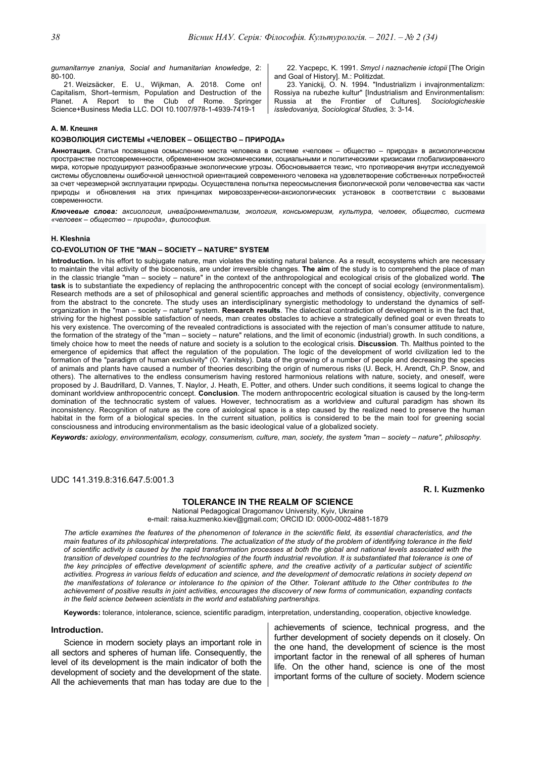*gumanitarnye znaniya, Social and humanitarian knowledge*, 2: 80-100.

21. Weizsäcker, E. U., Wijkman, A. 2018. Come on! Capitalism, Short–termism, Population and Destruction of the Planet. A Report to the Club of Rome. Springer Science+Business Media LLC. DOI 10.1007/978-1-4939-7419-1

22. Yacpepc, K. 1991. *Smycl i naznachenie ictopii* [The Origin and Goal of History]. M.: Politizdat.

23. Yanickij, O. N. 1994. "Industrializm i invajronmentalizm: Rossiya na rubezhe kultur" [Industrialism and Environmentalism: Russia at the Frontier of Cultures]. *Sociologicheskie issledovaniya, Sociological Studies,* 3: 3-14.

**А. М. Клешня**

**КОЭВОЛЮЦИЯ СИСТЕМЫ «ЧЕЛОВЕК – ОБЩЕСТВО – ПРИРОДА»**

**Аннотация.** Статья посвящена осмыслению места человека в системе «человек – общество – природа» в аксиологическом пространстве постсовременности, обремененном экономическими, социальными и политическими кризисами глобализированного мира, которые продуцируют разнообразные экологические угрозы. Обосновывается тезис, что противоречия внутри исследуемой системы обусловлены ошибочной ценностной ориентацией современного человека на удовлетворение собственных потребностей за счет черезмерной эксплуатации природы. Осуществлена попытка переосмысления биологической роли человечества как части природы и обновления на этих принципах мировоззренчески-аксиологических установок в соответствии с вызовами современности.

***Ключевые слова:*** *аксиология, инвайронментализм, экология, консьюмеризм, культура, человек, общество, система «человек – общество – природа», философия.*

**H. Kleshnia**

**CO-EVOLUTION OF THE "MAN – SOCIETY – NATURE" SYSTEM**

**Introduction.** In his effort to subjugate nature, man violates the existing natural balance. As a result, ecosystems which are necessary to maintain the vital activity of the biocenosis, are under irreversible changes. **The aim** of the study is to comprehend the place of man in the classic triangle "man – society – nature" in the context of the anthropological and ecological crisis of the globalized world. **The task** is to substantiate the expediency of replacing the anthropocentric concept with the concept of social ecology (environmentalism). Research methods are a set of philosophical and general scientific approaches and methods of consistency, objectivity, convergence from the abstract to the concrete. The study uses an interdisciplinary synergistic methodology to understand the dynamics of self-organization in the "man – society – nature" system. **Research results**. The dialectical contradiction of development is in the fact that, striving for the highest possible satisfaction of needs, man creates obstacles to achieve a strategically defined goal or even threats to his very existence. The overcoming of the revealed contradictions is associated with the rejection of man's consumer attitude to nature, the formation of the strategy of the "man – society – nature" relations, and the limit of economic (industrial) growth. In such conditions, a timely choice how to meet the needs of nature and society is a solution to the ecological crisis. **Discussion**. Th. Malthus pointed to the emergence of epidemics that affect the regulation of the population. The logic of the development of world civilization led to the formation of the "paradigm of human exclusivity" (O. Yanitsky). Data of the growing of a number of people and decreasing the species of animals and plants have caused a number of theories describing the origin of numerous risks (U. Beck, H. Arendt, Ch.P. Snow, and others). The alternatives to the endless consumerism having restored harmonious relations with nature, society, and oneself, were proposed by J. Baudrillard, D. Vannes, T. Naylor, J. Heath, E. Potter, and others. Under such conditions, it seems logical to change the dominant worldview anthropocentric concept. **Conclusion**. The modern anthropocentric ecological situation is caused by the long-term domination of the technocratic system of values. However, technocratism as a worldview and cultural paradigm has shown its inconsistency. Recognition of nature as the core of axiological space is a step caused by the realized need to preserve the human habitat in the form of a biological species. In the current situation, politics is considered to be the main tool for greening social consciousness and introducing environmentalism as the basic ideological value of a globalized society.

***Keywords:*** *axiology, environmentalism, ecology, consumerism, culture, man, society, the system "man – society – nature", philosophy.*

UDC 141.319.8:316.647.5:001.3

**R. I. Kuzmenko**

# TOLERANCE IN THE REALM OF SCIENCE

National Pedagogical Dragomanov University, Kyiv, Ukraine
e-mail: raisa.kuzmenko.kiev@gmail.com; ORCID ID: 0000-0002-4881-1879

*The article examines the features of the phenomenon of tolerance in the scientific field, its essential characteristics, and the main features of its philosophical interpretations. The actualization of the study of the problem of identifying tolerance in the field of scientific activity is caused by the rapid transformation processes at both the global and national levels associated with the transition of developed countries to the technologies of the fourth industrial revolution. It is substantiated that tolerance is one of the key principles of effective development of scientific sphere, and the creative activity of a particular subject of scientific activities. Progress in various fields of education and science, and the development of democratic relations in society depend on the manifestations of tolerance or intolerance to the opinion of the Other. Tolerant attitude to the Other contributes to the achievement of positive results in joint activities, encourages the discovery of new forms of communication, expanding contacts in the field science between scientists in the world and establishing partnerships.*

**Keywords:** tolerance, intolerance, science, scientific paradigm, interpretation, understanding, cooperation, objective knowledge.

## Introduction.

Science in modern society plays an important role in all sectors and spheres of human life. Consequently, the level of its development is the main indicator of both the development of society and the development of the state. All the achievements that man has today are due to the achievements of science, technical progress, and the further development of society depends on it closely. On the one hand, the development of science is the most important factor in the renewal of all spheres of human life. On the other hand, science is one of the most important forms of the culture of society. Modern science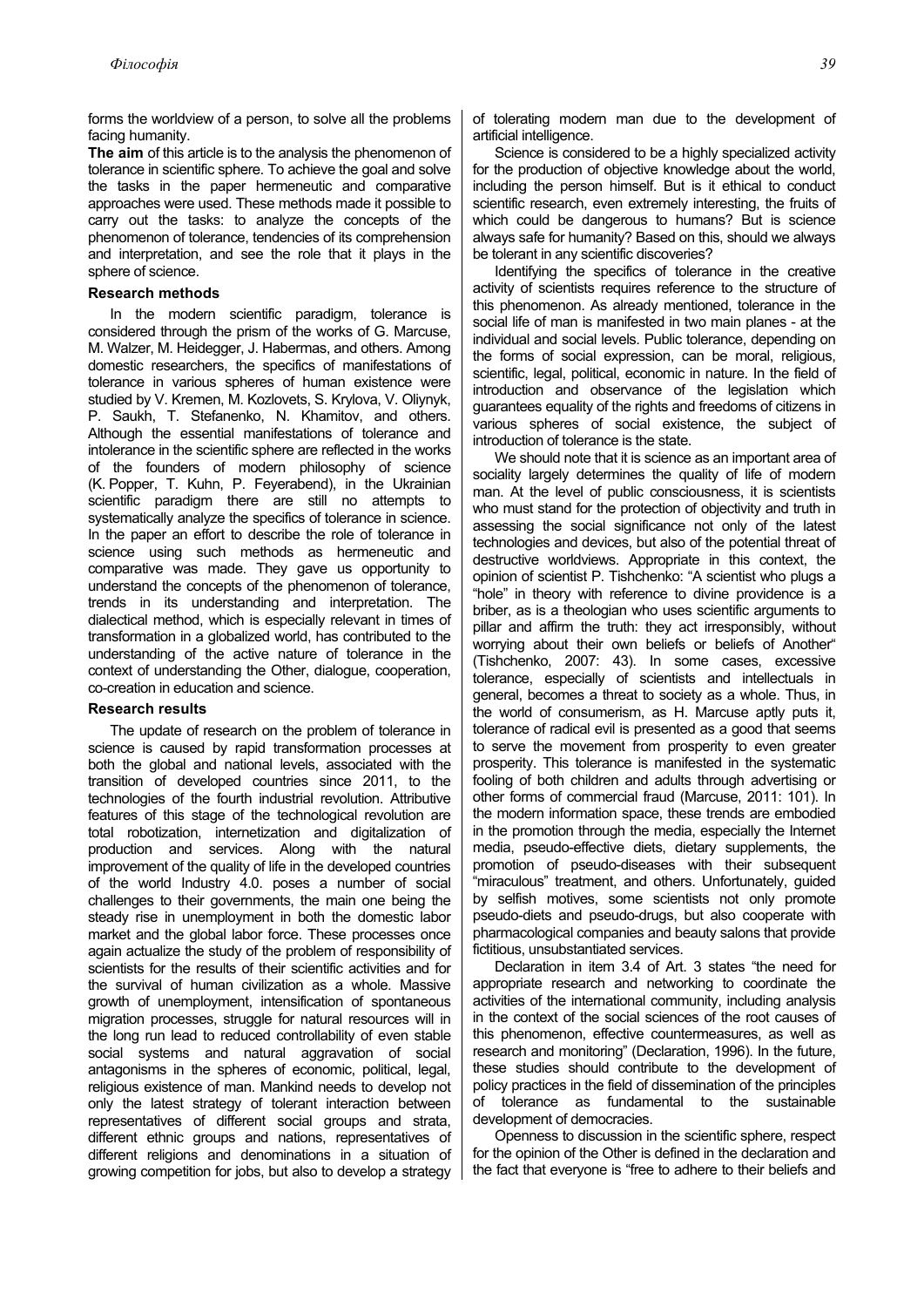forms the worldview of a person, to solve all the problems facing humanity.

**The aim** of this article is to the analysis the phenomenon of tolerance in scientific sphere. To achieve the goal and solve the tasks in the paper hermeneutic and comparative approaches were used. These methods made it possible to carry out the tasks: to analyze the concepts of the phenomenon of tolerance, tendencies of its comprehension and interpretation, and see the role that it plays in the sphere of science.

### Research methods

In the modern scientific paradigm, tolerance is considered through the prism of the works of G. Marcuse, M. Walzer, M. Heidegger, J. Habermas, and others. Among domestic researchers, the specifics of manifestations of tolerance in various spheres of human existence were studied by V. Kremen, M. Kozlovets, S. Krylova, V. Oliynyk, P. Saukh, T. Stefanenko, N. Khamitov, and others. Although the essential manifestations of tolerance and intolerance in the scientific sphere are reflected in the works of the founders of modern philosophy of science (K. Popper, T. Kuhn, P. Feyerabend), in the Ukrainian scientific paradigm there are still no attempts to systematically analyze the specifics of tolerance in science. In the paper an effort to describe the role of tolerance in science using such methods as hermeneutic and comparative was made. They gave us opportunity to understand the concepts of the phenomenon of tolerance, trends in its understanding and interpretation. The dialectical method, which is especially relevant in times of transformation in a globalized world, has contributed to the understanding of the active nature of tolerance in the context of understanding the Other, dialogue, cooperation, co-creation in education and science.

### Research results

The update of research on the problem of tolerance in science is caused by rapid transformation processes at both the global and national levels, associated with the transition of developed countries since 2011, to the technologies of the fourth industrial revolution. Attributive features of this stage of the technological revolution are total robotization, internetization and digitalization of production and services. Along with the natural improvement of the quality of life in the developed countries of the world Industry 4.0. poses a number of social challenges to their governments, the main one being the steady rise in unemployment in both the domestic labor market and the global labor force. These processes once again actualize the study of the problem of responsibility of scientists for the results of their scientific activities and for the survival of human civilization as a whole. Massive growth of unemployment, intensification of spontaneous migration processes, struggle for natural resources will in the long run lead to reduced controllability of even stable social systems and natural aggravation of social antagonisms in the spheres of economic, political, legal, religious existence of man. Mankind needs to develop not only the latest strategy of tolerant interaction between representatives of different social groups and strata, different ethnic groups and nations, representatives of different religions and denominations in a situation of growing competition for jobs, but also to develop a strategy of tolerating modern man due to the development of artificial intelligence.

Science is considered to be a highly specialized activity for the production of objective knowledge about the world, including the person himself. But is it ethical to conduct scientific research, even extremely interesting, the fruits of which could be dangerous to humans? But is science always safe for humanity? Based on this, should we always be tolerant in any scientific discoveries?

Identifying the specifics of tolerance in the creative activity of scientists requires reference to the structure of this phenomenon. As already mentioned, tolerance in the social life of man is manifested in two main planes - at the individual and social levels. Public tolerance, depending on the forms of social expression, can be moral, religious, scientific, legal, political, economic in nature. In the field of introduction and observance of the legislation which guarantees equality of the rights and freedoms of citizens in various spheres of social existence, the subject of introduction of tolerance is the state.

We should note that it is science as an important area of sociality largely determines the quality of life of modern man. At the level of public consciousness, it is scientists who must stand for the protection of objectivity and truth in assessing the social significance not only of the latest technologies and devices, but also of the potential threat of destructive worldviews. Appropriate in this context, the opinion of scientist P. Tishchenko: "A scientist who plugs a "hole" in theory with reference to divine providence is a briber, as is a theologian who uses scientific arguments to pillar and affirm the truth: they act irresponsibly, without worrying about their own beliefs or beliefs of Another" (Tishchenko, 2007: 43). In some cases, excessive tolerance, especially of scientists and intellectuals in general, becomes a threat to society as a whole. Thus, in the world of consumerism, as H. Marcuse aptly puts it, tolerance of radical evil is presented as a good that seems to serve the movement from prosperity to even greater prosperity. This tolerance is manifested in the systematic fooling of both children and adults through advertising or other forms of commercial fraud (Marcuse, 2011: 101). In the modern information space, these trends are embodied in the promotion through the media, especially the Internet media, pseudo-effective diets, dietary supplements, the promotion of pseudo-diseases with their subsequent "miraculous" treatment, and others. Unfortunately, guided by selfish motives, some scientists not only promote pseudo-diets and pseudo-drugs, but also cooperate with pharmacological companies and beauty salons that provide fictitious, unsubstantiated services.

Declaration in item 3.4 of Art. 3 states "the need for appropriate research and networking to coordinate the activities of the international community, including analysis in the context of the social sciences of the root causes of this phenomenon, effective countermeasures, as well as research and monitoring" (Declaration, 1996). In the future, these studies should contribute to the development of policy practices in the field of dissemination of the principles of tolerance as fundamental to the sustainable development of democracies.

Openness to discussion in the scientific sphere, respect for the opinion of the Other is defined in the declaration and the fact that everyone is "free to adhere to their beliefs and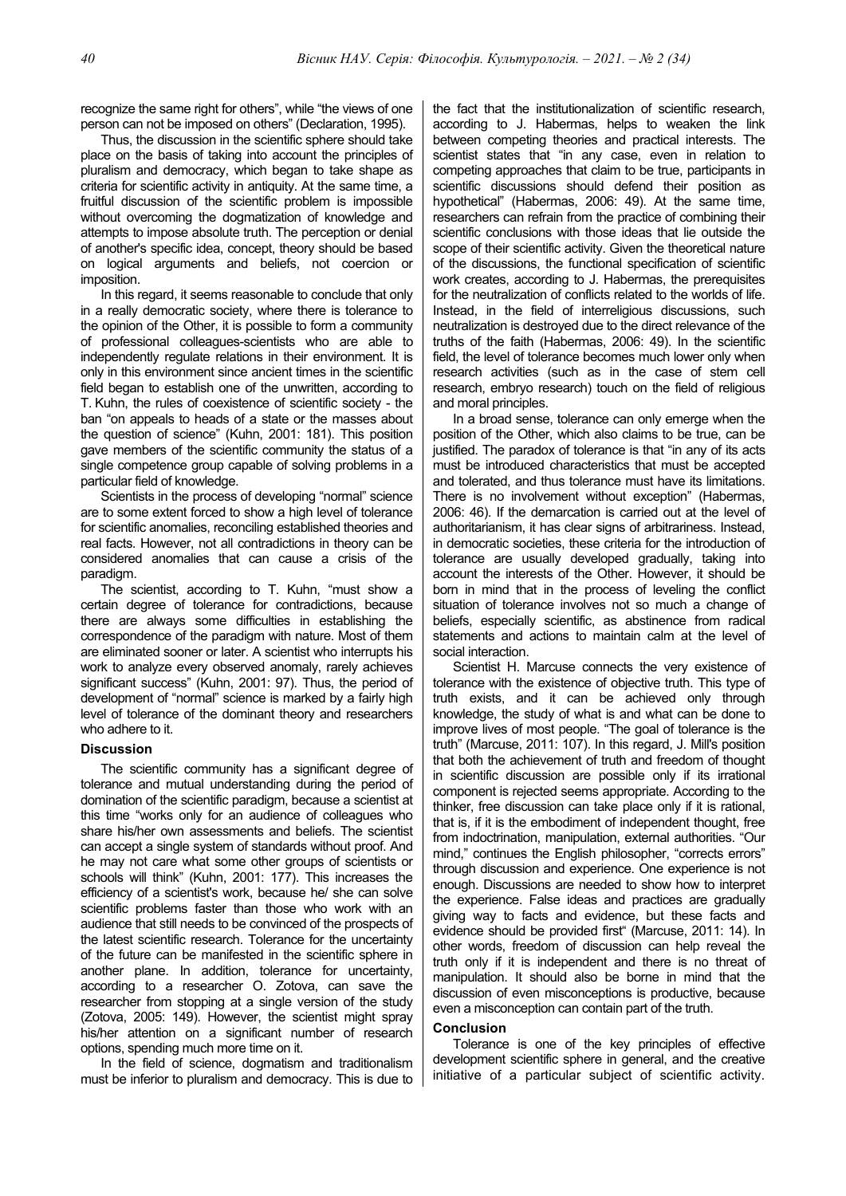recognize the same right for others", while "the views of one person can not be imposed on others" (Declaration, 1995).

Thus, the discussion in the scientific sphere should take place on the basis of taking into account the principles of pluralism and democracy, which began to take shape as criteria for scientific activity in antiquity. At the same time, a fruitful discussion of the scientific problem is impossible without overcoming the dogmatization of knowledge and attempts to impose absolute truth. The perception or denial of another's specific idea, concept, theory should be based on logical arguments and beliefs, not coercion or imposition.

In this regard, it seems reasonable to conclude that only in a really democratic society, where there is tolerance to the opinion of the Other, it is possible to form a community of professional colleagues-scientists who are able to independently regulate relations in their environment. It is only in this environment since ancient times in the scientific field began to establish one of the unwritten, according to T. Kuhn, the rules of coexistence of scientific society - the ban "on appeals to heads of a state or the masses about the question of science" (Kuhn, 2001: 181). This position gave members of the scientific community the status of a single competence group capable of solving problems in a particular field of knowledge.

Scientists in the process of developing "normal" science are to some extent forced to show a high level of tolerance for scientific anomalies, reconciling established theories and real facts. However, not all contradictions in theory can be considered anomalies that can cause a crisis of the paradigm.

The scientist, according to T. Kuhn, "must show a certain degree of tolerance for contradictions, because there are always some difficulties in establishing the correspondence of the paradigm with nature. Most of them are eliminated sooner or later. A scientist who interrupts his work to analyze every observed anomaly, rarely achieves significant success" (Kuhn, 2001: 97). Thus, the period of development of "normal" science is marked by a fairly high level of tolerance of the dominant theory and researchers who adhere to it.

### Discussion

The scientific community has a significant degree of tolerance and mutual understanding during the period of domination of the scientific paradigm, because a scientist at this time "works only for an audience of colleagues who share his/her own assessments and beliefs. The scientist can accept a single system of standards without proof. And he may not care what some other groups of scientists or schools will think" (Kuhn, 2001: 177). This increases the efficiency of a scientist's work, because he/ she can solve scientific problems faster than those who work with an audience that still needs to be convinced of the prospects of the latest scientific research. Tolerance for the uncertainty of the future can be manifested in the scientific sphere in another plane. In addition, tolerance for uncertainty, according to a researcher O. Zotova, can save the researcher from stopping at a single version of the study (Zotova, 2005: 149). However, the scientist might spray his/her attention on a significant number of research options, spending much more time on it.

In the field of science, dogmatism and traditionalism must be inferior to pluralism and democracy. This is due to the fact that the institutionalization of scientific research, according to J. Habermas, helps to weaken the link between competing theories and practical interests. The scientist states that "in any case, even in relation to competing approaches that claim to be true, participants in scientific discussions should defend their position as hypothetical" (Habermas, 2006: 49). At the same time, researchers can refrain from the practice of combining their scientific conclusions with those ideas that lie outside the scope of their scientific activity. Given the theoretical nature of the discussions, the functional specification of scientific work creates, according to J. Habermas, the prerequisites for the neutralization of conflicts related to the worlds of life. Instead, in the field of interreligious discussions, such neutralization is destroyed due to the direct relevance of the truths of the faith (Habermas, 2006: 49). In the scientific field, the level of tolerance becomes much lower only when research activities (such as in the case of stem cell research, embryo research) touch on the field of religious and moral principles.

In a broad sense, tolerance can only emerge when the position of the Other, which also claims to be true, can be justified. The paradox of tolerance is that "in any of its acts must be introduced characteristics that must be accepted and tolerated, and thus tolerance must have its limitations. There is no involvement without exception" (Habermas, 2006: 46). If the demarcation is carried out at the level of authoritarianism, it has clear signs of arbitrariness. Instead, in democratic societies, these criteria for the introduction of tolerance are usually developed gradually, taking into account the interests of the Other. However, it should be born in mind that in the process of leveling the conflict situation of tolerance involves not so much a change of beliefs, especially scientific, as abstinence from radical statements and actions to maintain calm at the level of social interaction.

Scientist H. Marcuse connects the very existence of tolerance with the existence of objective truth. This type of truth exists, and it can be achieved only through knowledge, the study of what is and what can be done to improve lives of most people. "The goal of tolerance is the truth" (Marcuse, 2011: 107). In this regard, J. Mill's position that both the achievement of truth and freedom of thought in scientific discussion are possible only if its irrational component is rejected seems appropriate. According to the thinker, free discussion can take place only if it is rational, that is, if it is the embodiment of independent thought, free from indoctrination, manipulation, external authorities. "Our mind," continues the English philosopher, "corrects errors" through discussion and experience. One experience is not enough. Discussions are needed to show how to interpret the experience. False ideas and practices are gradually giving way to facts and evidence, but these facts and evidence should be provided first" (Marcuse, 2011: 14). In other words, freedom of discussion can help reveal the truth only if it is independent and there is no threat of manipulation. It should also be borne in mind that the discussion of even misconceptions is productive, because even a misconception can contain part of the truth.

### Conclusion

Tolerance is one of the key principles of effective development scientific sphere in general, and the creative initiative of a particular subject of scientific activity.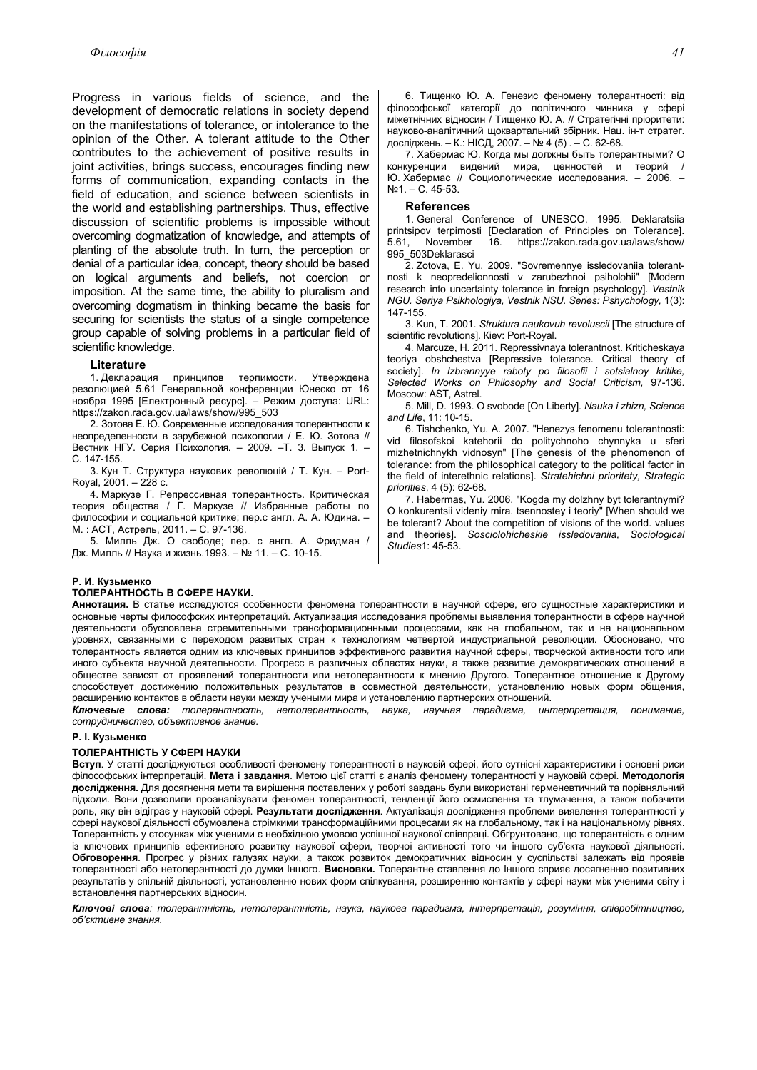Progress in various fields of science, and the development of democratic relations in society depend on the manifestations of tolerance, or intolerance to the opinion of the Other. A tolerant attitude to the Other contributes to the achievement of positive results in joint activities, brings success, encourages finding new forms of communication, expanding contacts in the field of education, and science between scientists in the world and establishing partnerships. Thus, effective discussion of scientific problems is impossible without overcoming dogmatization of knowledge, and attempts of planting of the absolute truth. In turn, the perception or denial of a particular idea, concept, theory should be based on logical arguments and beliefs, not coercion or imposition. At the same time, the ability to pluralism and overcoming dogmatism in thinking became the basis for securing for scientists the status of a single competence group capable of solving problems in a particular field of scientific knowledge.

### Literature

1. Декларация принципов терпимости. Утверждена резолюцией 5.61 Генеральной конференции Юнеско от 16 ноября 1995 [Електронный ресурс]. – Режим доступа: URL: https://zakon.rada.gov.ua/laws/show/995_503
2. Зотова Е. Ю. Современные исследования толерантности к неопределенности в зарубежной психологии / Е. Ю. Зотова // Вестник НГУ. Серия Психология. – 2009. –Т. 3. Выпуск 1. – С. 147-155.
3. Кун Т. Структура наукових революцій / Т. Кун. – Port-Royal, 2001. – 228 с.
4. Маркузе Г. Репрессивная толерантность. Критическая теория общества / Г. Маркузе // Избранные работы по философии и социальной критике; пер.с англ. А. А. Юдина. – М. : АСТ, Астрель, 2011. – С. 97-136.
5. Милль Дж. О свободе; пер. с англ. А. Фридман / Дж. Милль // Наука и жизнь.1993. – № 11. – С. 10-15.
6. Тищенко Ю. А. Генезис феномену толерантності: від філософської категорії до політичного чинника у сфері міжетнічних відносин / Тищенко Ю. А. // Стратегічні пріоритети: науково-аналітичний щоквартальний збірник. Нац. ін-т стратег. досліджень. – К.: НІСД, 2007. – № 4 (5) . – С. 62-68.
7. Хабермас Ю. Когда мы должны быть толерантными? О конкуренции видений мира, ценностей и теорий / Ю. Хабермас // Социологические исследования. – 2006. – №1. – С. 45-53.

### References

1. General Conference of UNESCO. 1995. Deklaratsiia printsipov terpimosti [Declaration of Principles on Tolerance]. 5.61, November 16. https://zakon.rada.gov.ua/laws/show/995_503Deklarasci
2. Zotova, E. Yu. 2009. "Sovremennye issledovaniia tolerantnosti k neopredelionnosti v zarubezhnoi psiholohii" [Modern research into uncertainty tolerance in foreign psychology]. *Vestnik NGU. Seriya Psikhologiya, Vestnik NSU. Series: Pshychology,* 1(3): 147-155.
3. Kun, T. 2001. *Struktura naukovuh revoluscii* [The structure of scientific revolutions]. Kiev: Port-Royal.
4. Marcuze, H. 2011. Repressivnaya tolerantnost. Kriticheskaya teoriya obshchestva [Repressive tolerance. Critical theory of society]. *In Izbrannyye raboty po filosofii i sotsialnoy kritike, Selected Works on Philosophy and Social Criticism,* 97-136. Moscow: AST, Astrel.
5. Mill, D. 1993. O svobode [On Liberty]. *Nauka i zhizn, Science and Life*, 11: 10-15.
6. Tishchenko, Yu. A. 2007. "Henezys fenomenu tolerantnosti: vid filosofskoi katehorii do politychnoho chynnyka u sferi mizhetnichnykh vidnosyn" [The genesis of the phenomenon of tolerance: from the philosophical category to the political factor in the field of interethnic relations]. *Stratehichni priorytety, Strategic priorities*, 4 (5): 62-68.
7. Habermas, Yu. 2006. "Kogda my dolzhny byt tolerantnymi? O konkurentsii videniy mira. tsennostey i teoriy" [When should we be tolerant? About the competition of visions of the world. values and theories]. *Sosciolohicheskie issledovaniia, Sociological Studies*1: 45-53.

**Р. И. Кузьменко**

**ТОЛЕРАНТНОСТЬ В СФЕРЕ НАУКИ.**

**Аннотация.** В статье исследуются особенности феномена толерантности в научной сфере, его сущностные характеристики и основные черты философских интерпретаций. Актуализация исследования проблемы выявления толерантности в сфере научной деятельности обусловлена стремительными трансформационными процессами, как на глобальном, так и на национальном уровнях, связанными с переходом развитых стран к технологиям четвертой индустриальной революции. Обосновано, что толерантность является одним из ключевых принципов эффективного развития научной сферы, творческой активности того или иного субъекта научной деятельности. Прогресс в различных областях науки, а также развитие демократических отношений в обществе зависят от проявлений толерантности или нетолерантности к мнению Другого. Толерантное отношение к Другому способствует достижению положительных результатов в совместной деятельности, установлению новых форм общения, расширению контактов в области науки между учеными мира и установлению партнерских отношений.

***Ключевые слова:*** *толерантность, нетолерантность, наука, научная парадигма, интерпретация, понимание, сотрудничество, объективное знание.*

**Р. І. Кузьменко**

**ТОЛЕРАНТНІСТЬ У СФЕРІ НАУКИ**

**Вступ**. У статті досліджуються особливості феномену толерантності в науковій сфері, його сутнісні характеристики і основні риси філософських інтерпретацій. **Мета і завдання**. Метою цієї статті є аналіз феномену толерантності у науковій сфері. **Методологія дослідження.** Для досягнення мети та вирішення поставлених у роботі завдань були використані герменевтичний та порівняльний підходи. Вони дозволили проаналізувати феномен толерантності, тенденції його осмислення та тлумачення, а також побачити роль, яку він відіграє у науковій сфері. **Результати дослідження**. Актуалізація дослідження проблеми виявлення толерантності у сфері наукової діяльності обумовлена стрімкими трансформаційними процесами як на глобальному, так і на національному рівнях. Толерантність у стосунках між ученими є необхідною умовою успішної наукової співпраці. Обґрунтовано, що толерантність є одним із ключових принципів ефективного розвитку наукової сфери, творчої активності того чи іншого суб'єкта наукової діяльності. **Обговорення**. Прогрес у різних галузях науки, а також розвиток демократичних відносин у суспільстві залежать від проявів толерантності або нетолерантності до думки Іншого. **Висновки.** Толерантне ставлення до Іншого сприяє досягненню позитивних результатів у спільній діяльності, установленню нових форм спілкування, розширенню контактів у сфері науки між ученими світу і встановлення партнерських відносин.

***Ключові слова****: толерантність, нетолерантність, наука, наукова парадигма, інтерпретація, розуміння, співробітництво, об'єктивне знання.*